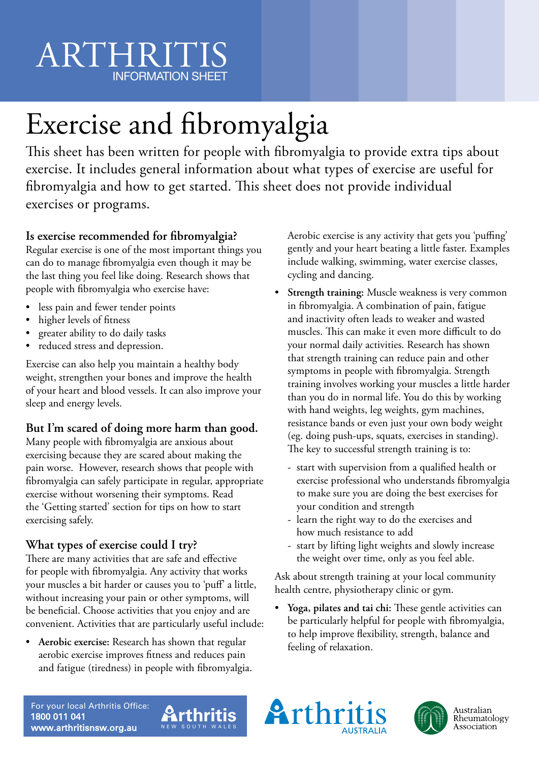# ARTHRITIS

INFORMATION SHEET

# Exercise and fibromyalgia

This sheet has been written for people with fibromyalgia to provide extra tips about exercise. It includes general information about what types of exercise are useful for fibromyalgia and how to get started. This sheet does not provide individual exercises or programs.

### Is exercise recommended for fibromyalgia?

Regular exercise is one of the most important things you can do to manage fibromyalgia even though it may be the last thing you feel like doing. Research shows that people with fibromyalgia who exercise have:

- less pain and fewer tender points
- higher levels of fitness
- greater ability to do daily tasks
- reduced stress and depression.

Exercise can also help you maintain a healthy body weight, strengthen your bones and improve the health of your heart and blood vessels. It can also improve your sleep and energy levels.

### But I'm scared of doing more harm than good.

Many people with fibromyalgia are anxious about exercising because they are scared about making the pain worse. However, research shows that people with fibromyalgia can safely participate in regular, appropriate exercise without worsening their symptoms. Read the 'Getting started' section for tips on how to start exercising safely.

### What types of exercise could I try?

There are many activities that are safe and effective for people with fibromyalgia. Any activity that works your muscles a bit harder or causes you to 'puff' a little, without increasing your pain or other symptoms, will be beneficial. Choose activities that you enjoy and are convenient. Activities that are particularly useful include:

- **Aerobic exercise:** Research has shown that regular aerobic exercise improves fitness and reduces pain and fatigue (tiredness) in people with fibromyalgia. Aerobic exercise is any activity that gets you 'puffing' gently and your heart beating a little faster. Examples include walking, swimming, water exercise classes, cycling and dancing.
- **Strength training:** Muscle weakness is very common in fibromyalgia. A combination of pain, fatigue and inactivity often leads to weaker and wasted muscles. This can make it even more difficult to do your normal daily activities. Research has shown that strength training can reduce pain and other symptoms in people with fibromyalgia. Strength training involves working your muscles a little harder than you do in normal life. You do this by working with hand weights, leg weights, gym machines, resistance bands or even just your own body weight (eg. doing push-ups, squats, exercises in standing). The key to successful strength training is to:
  - start with supervision from a qualified health or exercise professional who understands fibromyalgia to make sure you are doing the best exercises for your condition and strength
  - learn the right way to do the exercises and how much resistance to add
  - start by lifting light weights and slowly increase the weight over time, only as you feel able.

Ask about strength training at your local community health centre, physiotherapy clinic or gym.

- **Yoga, pilates and tai chi:** These gentle activities can be particularly helpful for people with fibromyalgia, to help improve flexibility, strength, balance and feeling of relaxation.

For your local Arthritis Office:
**1800 011 041**
**www.arthritisnsw.org.au**

Arthritis NEW SOUTH WALES

Arthritis AUSTRALIA

Australian Rheumatology Association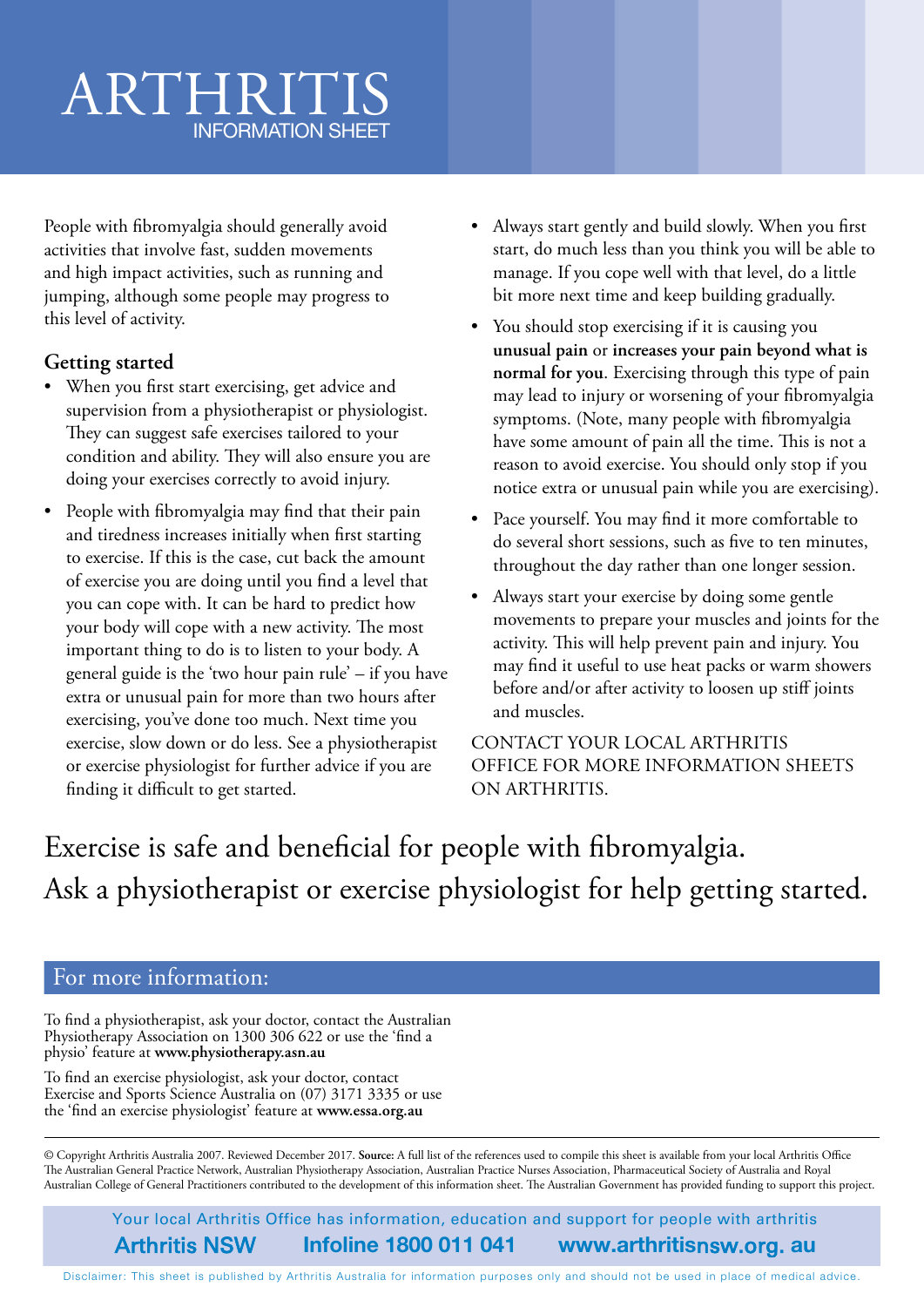People with fibromyalgia should generally avoid activities that involve fast, sudden movements and high impact activities, such as running and jumping, although some people may progress to this level of activity.

### Getting started

- When you first start exercising, get advice and supervision from a physiotherapist or physiologist. They can suggest safe exercises tailored to your condition and ability. They will also ensure you are doing your exercises correctly to avoid injury.
- People with fibromyalgia may find that their pain and tiredness increases initially when first starting to exercise. If this is the case, cut back the amount of exercise you are doing until you find a level that you can cope with. It can be hard to predict how your body will cope with a new activity. The most important thing to do is to listen to your body. A general guide is the 'two hour pain rule' – if you have extra or unusual pain for more than two hours after exercising, you've done too much. Next time you exercise, slow down or do less. See a physiotherapist or exercise physiologist for further advice if you are finding it difficult to get started.
- Always start gently and build slowly. When you first start, do much less than you think you will be able to manage. If you cope well with that level, do a little bit more next time and keep building gradually.
- You should stop exercising if it is causing you **unusual pain** or **increases your pain beyond what is normal for you**. Exercising through this type of pain may lead to injury or worsening of your fibromyalgia symptoms. (Note, many people with fibromyalgia have some amount of pain all the time. This is not a reason to avoid exercise. You should only stop if you notice extra or unusual pain while you are exercising).
- Pace yourself. You may find it more comfortable to do several short sessions, such as five to ten minutes, throughout the day rather than one longer session.
- Always start your exercise by doing some gentle movements to prepare your muscles and joints for the activity. This will help prevent pain and injury. You may find it useful to use heat packs or warm showers before and/or after activity to loosen up stiff joints and muscles.

CONTACT YOUR LOCAL ARTHRITIS OFFICE FOR MORE INFORMATION SHEETS ON ARTHRITIS.

## Exercise is safe and beneficial for people with fibromyalgia. Ask a physiotherapist or exercise physiologist for help getting started.

## For more information:

To find a physiotherapist, ask your doctor, contact the Australian Physiotherapy Association on 1300 306 622 or use the 'find a physio' feature at **www.physiotherapy.asn.au**

To find an exercise physiologist, ask your doctor, contact Exercise and Sports Science Australia on (07) 3171 3335 or use the 'find an exercise physiologist' feature at **www.essa.org.au**

© Copyright Arthritis Australia 2007. Reviewed December 2017. **Source:** A full list of the references used to compile this sheet is available from your local Arthritis Office The Australian General Practice Network, Australian Physiotherapy Association, Australian Practice Nurses Association, Pharmaceutical Society of Australia and Royal Australian College of General Practitioners contributed to the development of this information sheet. The Australian Government has provided funding to support this project.

Your local Arthritis Office has information, education and support for people with arthritis

**Arthritis NSW** **Infoline 1800 011 041** **www.arthritisnsw.org.au**

Disclaimer: This sheet is published by Arthritis Australia for information purposes only and should not be used in place of medical advice.